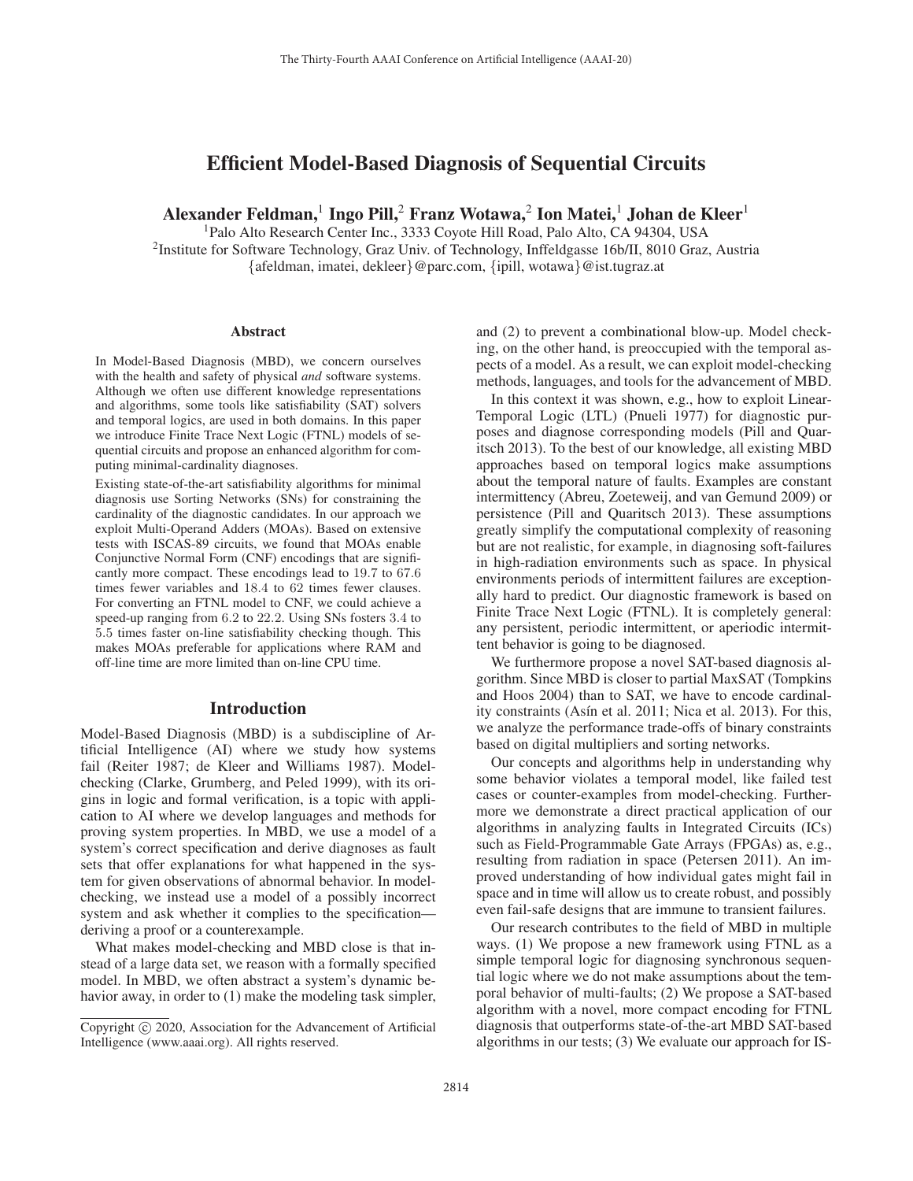# Efficient Model-Based Diagnosis of Sequential Circuits

**Alexander Feldman,[1] Ingo Pill,[2] Franz Wotawa,[2] Ion Matei,[1] Johan de Kleer[1]**

[1]Palo Alto Research Center Inc., 3333 Coyote Hill Road, Palo Alto, CA 94304, USA
[2]Institute for Software Technology, Graz Univ. of Technology, Inffeldgasse 16b/II, 8010 Graz, Austria
{afeldman, imatei, dekleer}@parc.com, {ipill, wotawa}@ist.tugraz.at

### Abstract

In Model-Based Diagnosis (MBD), we concern ourselves with the health and safety of physical *and* software systems. Although we often use different knowledge representations and algorithms, some tools like satisfiability (SAT) solvers and temporal logics, are used in both domains. In this paper we introduce Finite Trace Next Logic (FTNL) models of sequential circuits and propose an enhanced algorithm for computing minimal-cardinality diagnoses.

Existing state-of-the-art satisfiability algorithms for minimal diagnosis use Sorting Networks (SNs) for constraining the cardinality of the diagnostic candidates. In our approach we exploit Multi-Operand Adders (MOAs). Based on extensive tests with ISCAS-89 circuits, we found that MOAs enable Conjunctive Normal Form (CNF) encodings that are significantly more compact. These encodings lead to 19.7 to 67.6 times fewer variables and 18.4 to 62 times fewer clauses. For converting an FTNL model to CNF, we could achieve a speed-up ranging from 6.2 to 22.2. Using SNs fosters 3.4 to 5.5 times faster on-line satisfiability checking though. This makes MOAs preferable for applications where RAM and off-line time are more limited than on-line CPU time.

## Introduction

Model-Based Diagnosis (MBD) is a subdiscipline of Artificial Intelligence (AI) where we study how systems fail (Reiter 1987; de Kleer and Williams 1987). Model-checking (Clarke, Grumberg, and Peled 1999), with its origins in logic and formal verification, is a topic with application to AI where we develop languages and methods for proving system properties. In MBD, we use a model of a system's correct specification and derive diagnoses as fault sets that offer explanations for what happened in the system for given observations of abnormal behavior. In model-checking, we instead use a model of a possibly incorrect system and ask whether it complies to the specification—deriving a proof or a counterexample.

What makes model-checking and MBD close is that instead of a large data set, we reason with a formally specified model. In MBD, we often abstract a system's dynamic behavior away, in order to (1) make the modeling task simpler, and (2) to prevent a combinational blow-up. Model checking, on the other hand, is preoccupied with the temporal aspects of a model. As a result, we can exploit model-checking methods, languages, and tools for the advancement of MBD.

In this context it was shown, e.g., how to exploit Linear-Temporal Logic (LTL) (Pnueli 1977) for diagnostic purposes and diagnose corresponding models (Pill and Quaritsch 2013). To the best of our knowledge, all existing MBD approaches based on temporal logics make assumptions about the temporal nature of faults. Examples are constant intermittency (Abreu, Zoeteweij, and van Gemund 2009) or persistence (Pill and Quaritsch 2013). These assumptions greatly simplify the computational complexity of reasoning but are not realistic, for example, in diagnosing soft-failures in high-radiation environments such as space. In physical environments periods of intermittent failures are exceptionally hard to predict. Our diagnostic framework is based on Finite Trace Next Logic (FTNL). It is completely general: any persistent, periodic intermittent, or aperiodic intermittent behavior is going to be diagnosed.

We furthermore propose a novel SAT-based diagnosis algorithm. Since MBD is closer to partial MaxSAT (Tompkins and Hoos 2004) than to SAT, we have to encode cardinality constraints (Asín et al. 2011; Nica et al. 2013). For this, we analyze the performance trade-offs of binary constraints based on digital multipliers and sorting networks.

Our concepts and algorithms help in understanding why some behavior violates a temporal model, like failed test cases or counter-examples from model-checking. Furthermore we demonstrate a direct practical application of our algorithms in analyzing faults in Integrated Circuits (ICs) such as Field-Programmable Gate Arrays (FPGAs) as, e.g., resulting from radiation in space (Petersen 2011). An improved understanding of how individual gates might fail in space and in time will allow us to create robust, and possibly even fail-safe designs that are immune to transient failures.

Our research contributes to the field of MBD in multiple ways. (1) We propose a new framework using FTNL as a simple temporal logic for diagnosing synchronous sequential logic where we do not make assumptions about the temporal behavior of multi-faults; (2) We propose a SAT-based algorithm with a novel, more compact encoding for FTNL diagnosis that outperforms state-of-the-art MBD SAT-based algorithms in our tests; (3) We evaluate our approach for IS-

Copyright © 2020, Association for the Advancement of Artificial Intelligence (www.aaai.org). All rights reserved.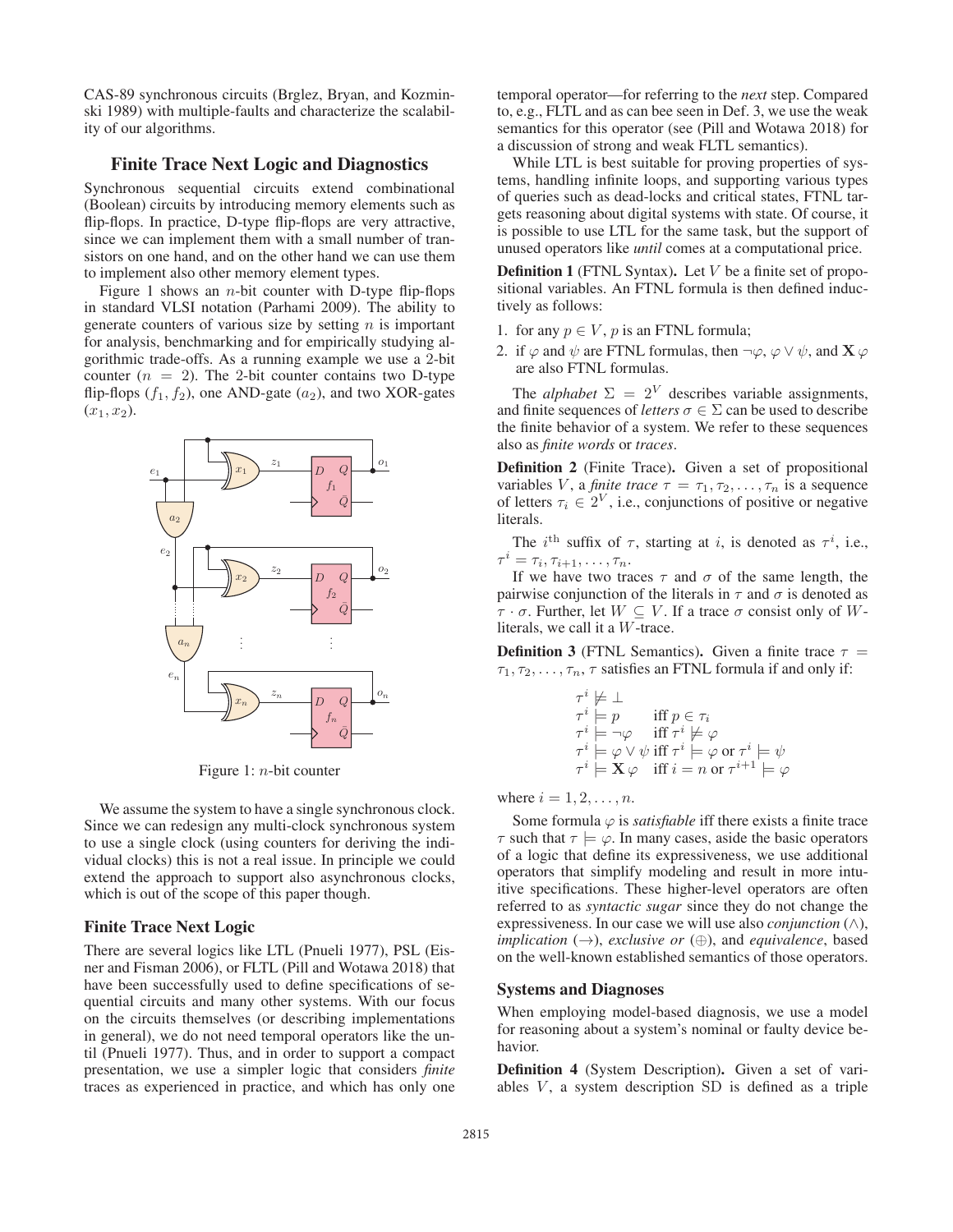CAS-89 synchronous circuits (Brglez, Bryan, and Kozminski 1989) with multiple-faults and characterize the scalability of our algorithms.

## Finite Trace Next Logic and Diagnostics

Synchronous sequential circuits extend combinational (Boolean) circuits by introducing memory elements such as flip-flops. In practice, D-type flip-flops are very attractive, since we can implement them with a small number of transistors on one hand, and on the other hand we can use them to implement also other memory element types.

Figure 1 shows an $n$-bit counter with D-type flip-flops in standard VLSI notation (Parhami 2009). The ability to generate counters of various size by setting $n$ is important for analysis, benchmarking and for empirically studying algorithmic trade-offs. As a running example we use a 2-bit counter ($n = 2$). The 2-bit counter contains two D-type flip-flops ($f_1, f_2$), one AND-gate ($a_2$), and two XOR-gates ($x_1, x_2$).

Figure 1: $n$-bit counter

We assume the system to have a single synchronous clock. Since we can redesign any multi-clock synchronous system to use a single clock (using counters for deriving the individual clocks) this is not a real issue. In principle we could extend the approach to support also asynchronous clocks, which is out of the scope of this paper though.

### Finite Trace Next Logic

There are several logics like LTL (Pnueli 1977), PSL (Eisner and Fisman 2006), or FLTL (Pill and Wotawa 2018) that have been successfully used to define specifications of sequential circuits and many other systems. With our focus on the circuits themselves (or describing implementations in general), we do not need temporal operators like the until (Pnueli 1977). Thus, and in order to support a compact presentation, we use a simpler logic that considers *finite* traces as experienced in practice, and which has only one temporal operator—for referring to the *next* step. Compared to, e.g., FLTL and as can bee seen in Def. 3, we use the weak semantics for this operator (see (Pill and Wotawa 2018) for a discussion of strong and weak FLTL semantics).

While LTL is best suitable for proving properties of systems, handling infinite loops, and supporting various types of queries such as dead-locks and critical states, FTNL targets reasoning about digital systems with state. Of course, it is possible to use LTL for the same task, but the support of unused operators like *until* comes at a computational price.

**Definition 1** (FTNL Syntax)**.** Let $V$ be a finite set of propositional variables. An FTNL formula is then defined inductively as follows:

1. for any $p \in V$, $p$ is an FTNL formula;
2. if $\varphi$ and $\psi$ are FTNL formulas, then $\neg\varphi$, $\varphi \vee \psi$, and $\mathbf{X}\,\varphi$ are also FTNL formulas.

The *alphabet* $\Sigma = 2^V$ describes variable assignments, and finite sequences of *letters* $\sigma \in \Sigma$ can be used to describe the finite behavior of a system. We refer to these sequences also as *finite words* or *traces*.

**Definition 2** (Finite Trace)**.** Given a set of propositional variables $V$, a *finite trace* $\tau = \tau_1, \tau_2, \ldots, \tau_n$ is a sequence of letters $\tau_i \in 2^V$, i.e., conjunctions of positive or negative literals.

The $i^{\text{th}}$ suffix of $\tau$, starting at $i$, is denoted as $\tau^i$, i.e., $\tau^i = \tau_i, \tau_{i+1}, \ldots, \tau_n$.

If we have two traces $\tau$ and $\sigma$ of the same length, the pairwise conjunction of the literals in $\tau$ and $\sigma$ is denoted as $\tau \cdot \sigma$. Further, let $W \subseteq V$. If a trace $\sigma$ consist only of $W$-literals, we call it a $W$-trace.

**Definition 3** (FTNL Semantics)**.** Given a finite trace $\tau = \tau_1, \tau_2, \ldots, \tau_n$, $\tau$ satisfies an FTNL formula if and only if:

$$
\begin{array}{ll}
\tau^i \not\models \bot & \\
\tau^i \models p & \text{iff } p \in \tau_i \\
\tau^i \models \neg\varphi & \text{iff } \tau^i \not\models \varphi \\
\tau^i \models \varphi \vee \psi & \text{iff } \tau^i \models \varphi \text{ or } \tau^i \models \psi \\
\tau^i \models \mathbf{X}\,\varphi & \text{iff } i = n \text{ or } \tau^{i+1} \models \varphi
\end{array}
$$

where $i = 1, 2, \ldots, n$.

Some formula $\varphi$ is *satisfiable* iff there exists a finite trace $\tau$ such that $\tau \models \varphi$. In many cases, aside the basic operators of a logic that define its expressiveness, we use additional operators that simplify modeling and result in more intuitive specifications. These higher-level operators are often referred to as *syntactic sugar* since they do not change the expressiveness. In our case we will use also *conjunction* ($\wedge$), *implication* ($\rightarrow$), *exclusive or* ($\oplus$), and *equivalence*, based on the well-known established semantics of those operators.

### Systems and Diagnoses

When employing model-based diagnosis, we use a model for reasoning about a system's nominal or faulty device behavior.

**Definition 4** (System Description)**.** Given a set of variables $V$, a system description SD is defined as a triple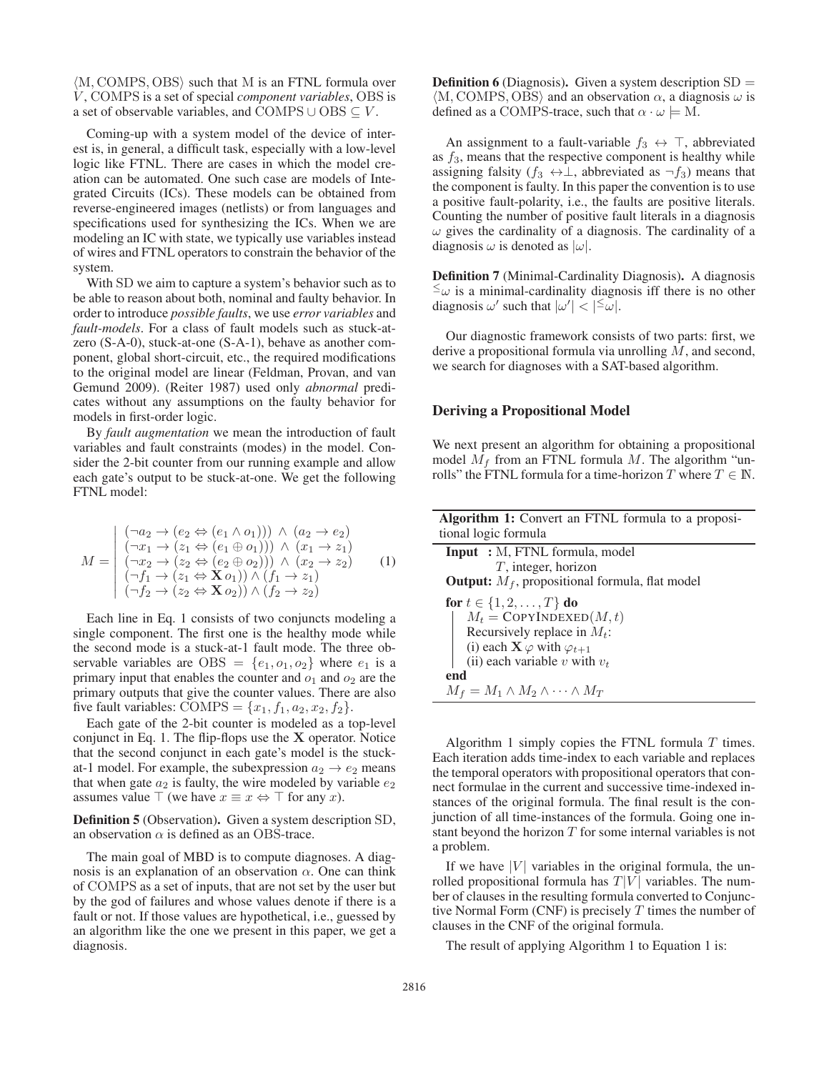$\langle \mathrm{M}, \mathrm{COMPS}, \mathrm{OBS} \rangle$ such that M is an FTNL formula over $V$, COMPS is a set of special *component variables*, OBS is a set of observable variables, and $\mathrm{COMPS} \cup \mathrm{OBS} \subseteq V$.

Coming-up with a system model of the device of interest is, in general, a difficult task, especially with a low-level logic like FTNL. There are cases in which the model creation can be automated. One such case are models of Integrated Circuits (ICs). These models can be obtained from reverse-engineered images (netlists) or from languages and specifications used for synthesizing the ICs. When we are modeling an IC with state, we typically use variables instead of wires and FTNL operators to constrain the behavior of the system.

With SD we aim to capture a system's behavior such as to be able to reason about both, nominal and faulty behavior. In order to introduce *possible faults*, we use *error variables* and *fault-models*. For a class of fault models such as stuck-at-zero (S-A-0), stuck-at-one (S-A-1), behave as another component, global short-circuit, etc., the required modifications to the original model are linear (Feldman, Provan, and van Gemund 2009). (Reiter 1987) used only *abnormal* predicates without any assumptions on the faulty behavior for models in first-order logic.

By *fault augmentation* we mean the introduction of fault variables and fault constraints (modes) in the model. Consider the 2-bit counter from our running example and allow each gate's output to be stuck-at-one. We get the following FTNL model:

$$M = \left| \begin{array}{l} (\neg a_2 \rightarrow (e_2 \Leftrightarrow (e_1 \wedge o_1))) \wedge (a_2 \rightarrow e_2) \\ (\neg x_1 \rightarrow (z_1 \Leftrightarrow (e_1 \oplus o_1))) \wedge (x_1 \rightarrow z_1) \\ (\neg x_2 \rightarrow (z_2 \Leftrightarrow (e_2 \oplus o_2))) \wedge (x_2 \rightarrow z_2) \\ (\neg f_1 \rightarrow (z_1 \Leftrightarrow \mathbf{X}\, o_1)) \wedge (f_1 \rightarrow z_1) \\ (\neg f_2 \rightarrow (z_2 \Leftrightarrow \mathbf{X}\, o_2)) \wedge (f_2 \rightarrow z_2) \end{array} \right. \quad (1)$$

Each line in Eq. 1 consists of two conjuncts modeling a single component. The first one is the healthy mode while the second mode is a stuck-at-1 fault mode. The three observable variables are $\mathrm{OBS} = \{e_1, o_1, o_2\}$ where $e_1$ is a primary input that enables the counter and $o_1$ and $o_2$ are the primary outputs that give the counter values. There are also five fault variables: $\mathrm{COMPS} = \{x_1, f_1, a_2, x_2, f_2\}$.

Each gate of the 2-bit counter is modeled as a top-level conjunct in Eq. 1. The flip-flops use the $\mathbf{X}$ operator. Notice that the second conjunct in each gate's model is the stuck-at-1 model. For example, the subexpression $a_2 \rightarrow e_2$ means that when gate $a_2$ is faulty, the wire modeled by variable $e_2$ assumes value $\top$ (we have $x \equiv x \Leftrightarrow \top$ for any $x$).

**Definition 5** (Observation)**.** Given a system description SD, an observation $\alpha$ is defined as an OBS-trace.

The main goal of MBD is to compute diagnoses. A diagnosis is an explanation of an observation $\alpha$. One can think of COMPS as a set of inputs, that are not set by the user but by the god of failures and whose values denote if there is a fault or not. If those values are hypothetical, i.e., guessed by an algorithm like the one we present in this paper, we get a diagnosis.

**Definition 6** (Diagnosis)**.** Given a system description $\mathrm{SD} = \langle \mathrm{M}, \mathrm{COMPS}, \mathrm{OBS} \rangle$ and an observation $\alpha$, a diagnosis $\omega$ is defined as a COMPS-trace, such that $\alpha \cdot \omega \models \mathrm{M}$.

An assignment to a fault-variable $f_3 \leftrightarrow \top$, abbreviated as $f_3$, means that the respective component is healthy while assigning falsity ($f_3 \leftrightarrow \perp$, abbreviated as $\neg f_3$) means that the component is faulty. In this paper the convention is to use a positive fault-polarity, i.e., the faults are positive literals. Counting the number of positive fault literals in a diagnosis $\omega$ gives the cardinality of a diagnosis. The cardinality of a diagnosis $\omega$ is denoted as $|\omega|$.

**Definition 7** (Minimal-Cardinality Diagnosis)**.** A diagnosis ${}^{\leq}\omega$ is a minimal-cardinality diagnosis iff there is no other diagnosis $\omega'$ such that $|\omega'| < |{}^{\leq}\omega|$.

Our diagnostic framework consists of two parts: first, we derive a propositional formula via unrolling $M$, and second, we search for diagnoses with a SAT-based algorithm.

## Deriving a Propositional Model

We next present an algorithm for obtaining a propositional model $M_f$ from an FTNL formula $M$. The algorithm "unrolls" the FTNL formula for a time-horizon $T$ where $T \in \mathbb{N}$.

**Algorithm 1:** Convert an FTNL formula to a propositional logic formula

**Input** : M, FTNL formula, model
$T$, integer, horizon
**Output:** $M_f$, propositional formula, flat model

```
for t ∈ {1, 2, ..., T} do
    M_t = CopyIndexed(M, t)
    Recursively replace in M_t:
    (i) each X φ with φ_{t+1}
    (ii) each variable v with v_t
end
M_f = M_1 ∧ M_2 ∧ ··· ∧ M_T
```

Algorithm 1 simply copies the FTNL formula $T$ times. Each iteration adds time-index to each variable and replaces the temporal operators with propositional operators that connect formulae in the current and successive time-indexed instances of the original formula. The final result is the conjunction of all time-instances of the formula. Going one instant beyond the horizon $T$ for some internal variables is not a problem.

If we have $|V|$ variables in the original formula, the unrolled propositional formula has $T|V|$ variables. The number of clauses in the resulting formula converted to Conjunctive Normal Form (CNF) is precisely $T$ times the number of clauses in the CNF of the original formula.

The result of applying Algorithm 1 to Equation 1 is: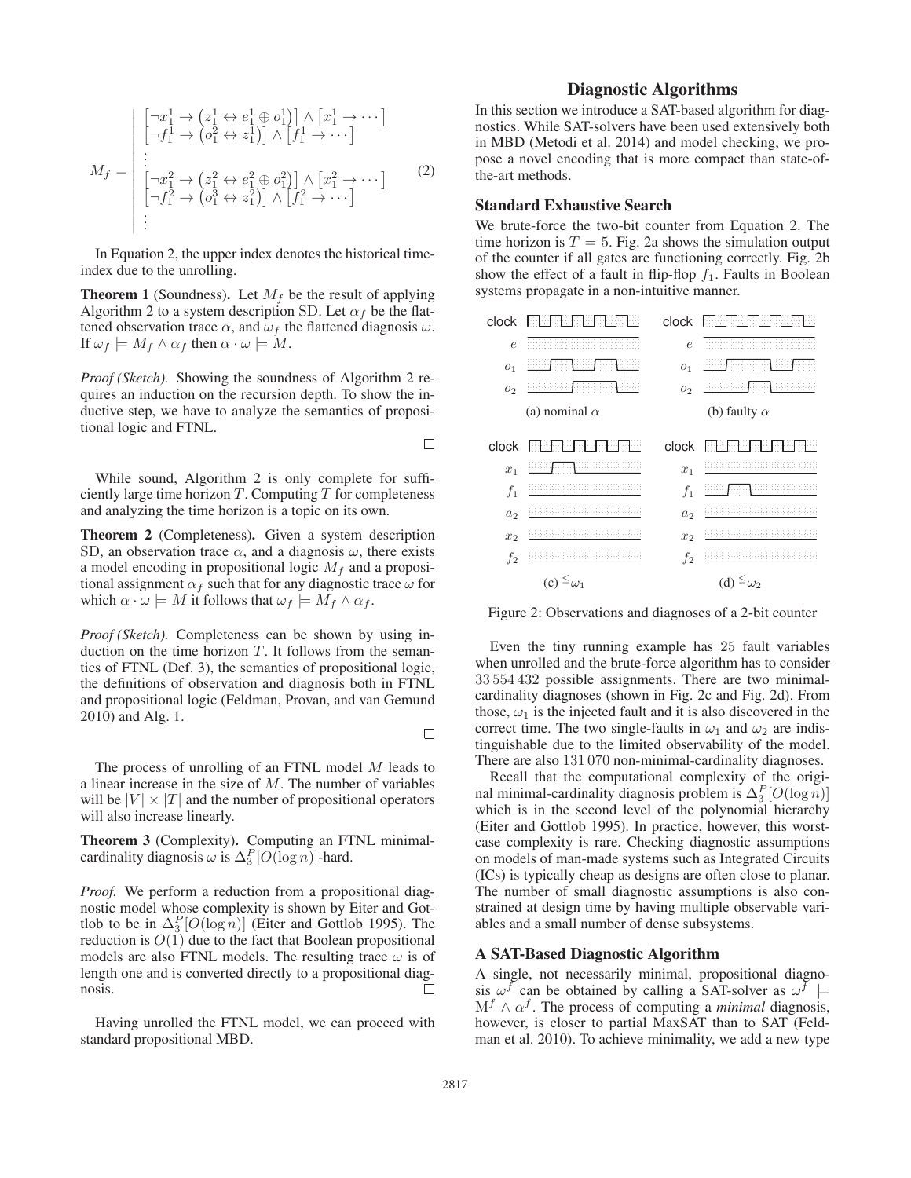$$
M_f = \left| \begin{array}{l} \left[\neg x_1^1 \rightarrow \left(z_1^1 \leftrightarrow e_1^1 \oplus o_1^1\right)\right] \wedge \left[x_1^1 \rightarrow \cdots\right] \\ \left[\neg f_1^1 \rightarrow \left(o_1^2 \leftrightarrow z_1^1\right)\right] \wedge \left[f_1^1 \rightarrow \cdots\right] \\ \vdots \\ \left[\neg x_1^2 \rightarrow \left(z_1^2 \leftrightarrow e_1^2 \oplus o_1^2\right)\right] \wedge \left[x_1^2 \rightarrow \cdots\right] \\ \left[\neg f_1^2 \rightarrow \left(o_1^3 \leftrightarrow z_1^2\right)\right] \wedge \left[f_1^2 \rightarrow \cdots\right] \\ \vdots \end{array} \right. \tag{2}
$$

In Equation 2, the upper index denotes the historical time-index due to the unrolling.

**Theorem 1** (Soundness)**.** Let $M_f$ be the result of applying Algorithm 2 to a system description SD. Let $\alpha_f$ be the flattened observation trace $\alpha$, and $\omega_f$ the flattened diagnosis $\omega$. If $\omega_f \models M_f \wedge \alpha_f$ then $\alpha \cdot \omega \models M$.

*Proof (Sketch).* Showing the soundness of Algorithm 2 requires an induction on the recursion depth. To show the inductive step, we have to analyze the semantics of propositional logic and FTNL. □

While sound, Algorithm 2 is only complete for sufficiently large time horizon $T$. Computing $T$ for completeness and analyzing the time horizon is a topic on its own.

**Theorem 2** (Completeness)**.** Given a system description SD, an observation trace $\alpha$, and a diagnosis $\omega$, there exists a model encoding in propositional logic $M_f$ and a propositional assignment $\alpha_f$ such that for any diagnostic trace $\omega$ for which $\alpha \cdot \omega \models M$ it follows that $\omega_f \models M_f \wedge \alpha_f$.

*Proof (Sketch).* Completeness can be shown by using induction on the time horizon $T$. It follows from the semantics of FTNL (Def. 3), the semantics of propositional logic, the definitions of observation and diagnosis both in FTNL and propositional logic (Feldman, Provan, and van Gemund 2010) and Alg. 1. □

The process of unrolling of an FTNL model $M$ leads to a linear increase in the size of $M$. The number of variables will be $|V| \times |T|$ and the number of propositional operators will also increase linearly.

**Theorem 3** (Complexity)**.** Computing an FTNL minimal-cardinality diagnosis $\omega$ is $\Delta_3^P[O(\log n)]$-hard.

*Proof.* We perform a reduction from a propositional diagnostic model whose complexity is shown by Eiter and Gottlob to be in $\Delta_3^P[O(\log n)]$ (Eiter and Gottlob 1995). The reduction is $O(1)$ due to the fact that Boolean propositional models are also FTNL models. The resulting trace $\omega$ is of length one and is converted directly to a propositional diagnosis. □

Having unrolled the FTNL model, we can proceed with standard propositional MBD.

## Diagnostic Algorithms

In this section we introduce a SAT-based algorithm for diagnostics. While SAT-solvers have been used extensively both in MBD (Metodi et al. 2014) and model checking, we propose a novel encoding that is more compact than state-of-the-art methods.

### Standard Exhaustive Search

We brute-force the two-bit counter from Equation 2. The time horizon is $T = 5$. Fig. 2a shows the simulation output of the counter if all gates are functioning correctly. Fig. 2b show the effect of a fault in flip-flop $f_1$. Faults in Boolean systems propagate in a non-intuitive manner.

Figure 2: Observations and diagnoses of a 2-bit counter

Even the tiny running example has 25 fault variables when unrolled and the brute-force algorithm has to consider 33 554 432 possible assignments. There are two minimal-cardinality diagnoses (shown in Fig. 2c and Fig. 2d). From those, $\omega_1$ is the injected fault and it is also discovered in the correct time. The two single-faults in $\omega_1$ and $\omega_2$ are indistinguishable due to the limited observability of the model. There are also 131 070 non-minimal-cardinality diagnoses.

Recall that the computational complexity of the original minimal-cardinality diagnosis problem is $\Delta_3^P[O(\log n)]$ which is in the second level of the polynomial hierarchy (Eiter and Gottlob 1995). In practice, however, this worst-case complexity is rare. Checking diagnostic assumptions on models of man-made systems such as Integrated Circuits (ICs) is typically cheap as designs are often close to planar. The number of small diagnostic assumptions is also constrained at design time by having multiple observable variables and a small number of dense subsystems.

### A SAT-Based Diagnostic Algorithm

A single, not necessarily minimal, propositional diagnosis $\omega^f$ can be obtained by calling a SAT-solver as $\omega^f \models \mathrm{M}^f \wedge \alpha^f$. The process of computing a *minimal* diagnosis, however, is closer to partial MaxSAT than to SAT (Feldman et al. 2010). To achieve minimality, we add a new type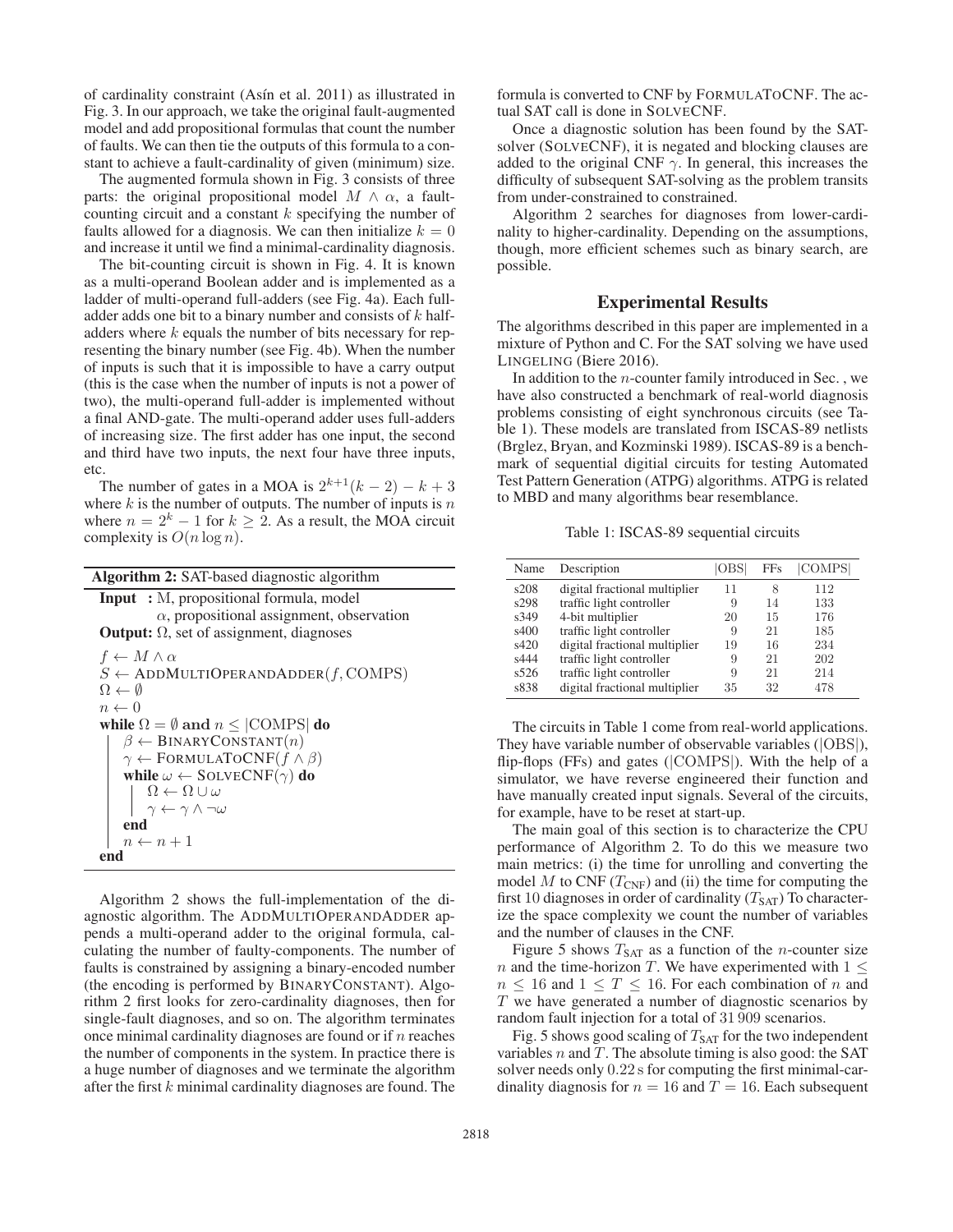of cardinality constraint (Asín et al. 2011) as illustrated in Fig. 3. In our approach, we take the original fault-augmented model and add propositional formulas that count the number of faults. We can then tie the outputs of this formula to a constant to achieve a fault-cardinality of given (minimum) size.

The augmented formula shown in Fig. 3 consists of three parts: the original propositional model $M \wedge \alpha$, a fault-counting circuit and a constant $k$ specifying the number of faults allowed for a diagnosis. We can then initialize $k = 0$ and increase it until we find a minimal-cardinality diagnosis.

The bit-counting circuit is shown in Fig. 4. It is known as a multi-operand Boolean adder and is implemented as a ladder of multi-operand full-adders (see Fig. 4a). Each full-adder adds one bit to a binary number and consists of $k$ half-adders where $k$ equals the number of bits necessary for representing the binary number (see Fig. 4b). When the number of inputs is such that it is impossible to have a carry output (this is the case when the number of inputs is not a power of two), the multi-operand full-adder is implemented without a final AND-gate. The multi-operand adder uses full-adders of increasing size. The first adder has one input, the second and third have two inputs, the next four have three inputs, etc.

The number of gates in a MOA is $2^{k+1}(k-2) - k + 3$ where $k$ is the number of outputs. The number of inputs is $n$ where $n = 2^k - 1$ for $k \geq 2$. As a result, the MOA circuit complexity is $O(n \log n)$.

**Algorithm 2:** SAT-based diagnostic algorithm

```
Input  : M, propositional formula, model
         α, propositional assignment, observation
Output: Ω, set of assignment, diagnoses

f ← M ∧ α
S ← AddMultiOperandAdder(f, COMPS)
Ω ← ∅
n ← 0
while Ω = ∅ and n ≤ |COMPS| do
    β ← BinaryConstant(n)
    γ ← FormulaToCNF(f ∧ β)
    while ω ← SolveCNF(γ) do
        Ω ← Ω ∪ ω
        γ ← γ ∧ ¬ω
    end
    n ← n + 1
end
```

Algorithm 2 shows the full-implementation of the diagnostic algorithm. The AddMultiOperandAdder appends a multi-operand adder to the original formula, calculating the number of faulty-components. The number of faults is constrained by assigning a binary-encoded number (the encoding is performed by BinaryConstant). Algorithm 2 first looks for zero-cardinality diagnoses, then for single-fault diagnoses, and so on. The algorithm terminates once minimal cardinality diagnoses are found or if $n$ reaches the number of components in the system. In practice there is a huge number of diagnoses and we terminate the algorithm after the first $k$ minimal cardinality diagnoses are found. The formula is converted to CNF by FormulaToCNF. The actual SAT call is done in SolveCNF.

Once a diagnostic solution has been found by the SAT-solver (SolveCNF), it is negated and blocking clauses are added to the original CNF $\gamma$. In general, this increases the difficulty of subsequent SAT-solving as the problem transits from under-constrained to constrained.

Algorithm 2 searches for diagnoses from lower-cardinality to higher-cardinality. Depending on the assumptions, though, more efficient schemes such as binary search, are possible.

## Experimental Results

The algorithms described in this paper are implemented in a mixture of Python and C. For the SAT solving we have used Lingeling (Biere 2016).

In addition to the $n$-counter family introduced in Sec. , we have also constructed a benchmark of real-world diagnosis problems consisting of eight synchronous circuits (see Table 1). These models are translated from ISCAS-89 netlists (Brglez, Bryan, and Kozminski 1989). ISCAS-89 is a benchmark of sequential digitial circuits for testing Automated Test Pattern Generation (ATPG) algorithms. ATPG is related to MBD and many algorithms bear resemblance.

Table 1: ISCAS-89 sequential circuits

| Name | Description | \|OBS\| | FFs | \|COMPS\| |
|---|---|---|---|---|
| s208 | digital fractional multiplier | 11 | 8 | 112 |
| s298 | traffic light controller | 9 | 14 | 133 |
| s349 | 4-bit multiplier | 20 | 15 | 176 |
| s400 | traffic light controller | 9 | 21 | 185 |
| s420 | digital fractional multiplier | 19 | 16 | 234 |
| s444 | traffic light controller | 9 | 21 | 202 |
| s526 | traffic light controller | 9 | 21 | 214 |
| s838 | digital fractional multiplier | 35 | 32 | 478 |

The circuits in Table 1 come from real-world applications. They have variable number of observable variables (|OBS|), flip-flops (FFs) and gates (|COMPS|). With the help of a simulator, we have reverse engineered their function and have manually created input signals. Several of the circuits, for example, have to be reset at start-up.

The main goal of this section is to characterize the CPU performance of Algorithm 2. To do this we measure two main metrics: (i) the time for unrolling and converting the model $M$ to CNF ($T_{\text{CNF}}$) and (ii) the time for computing the first 10 diagnoses in order of cardinality ($T_{\text{SAT}}$) To characterize the space complexity we count the number of variables and the number of clauses in the CNF.

Figure 5 shows $T_{\text{SAT}}$ as a function of the $n$-counter size $n$ and the time-horizon $T$. We have experimented with $1 \leq n \leq 16$ and $1 \leq T \leq 16$. For each combination of $n$ and $T$ we have generated a number of diagnostic scenarios by random fault injection for a total of 31 909 scenarios.

Fig. 5 shows good scaling of $T_{\text{SAT}}$ for the two independent variables $n$ and $T$. The absolute timing is also good: the SAT solver needs only 0.22 s for computing the first minimal-cardinality diagnosis for $n = 16$ and $T = 16$. Each subsequent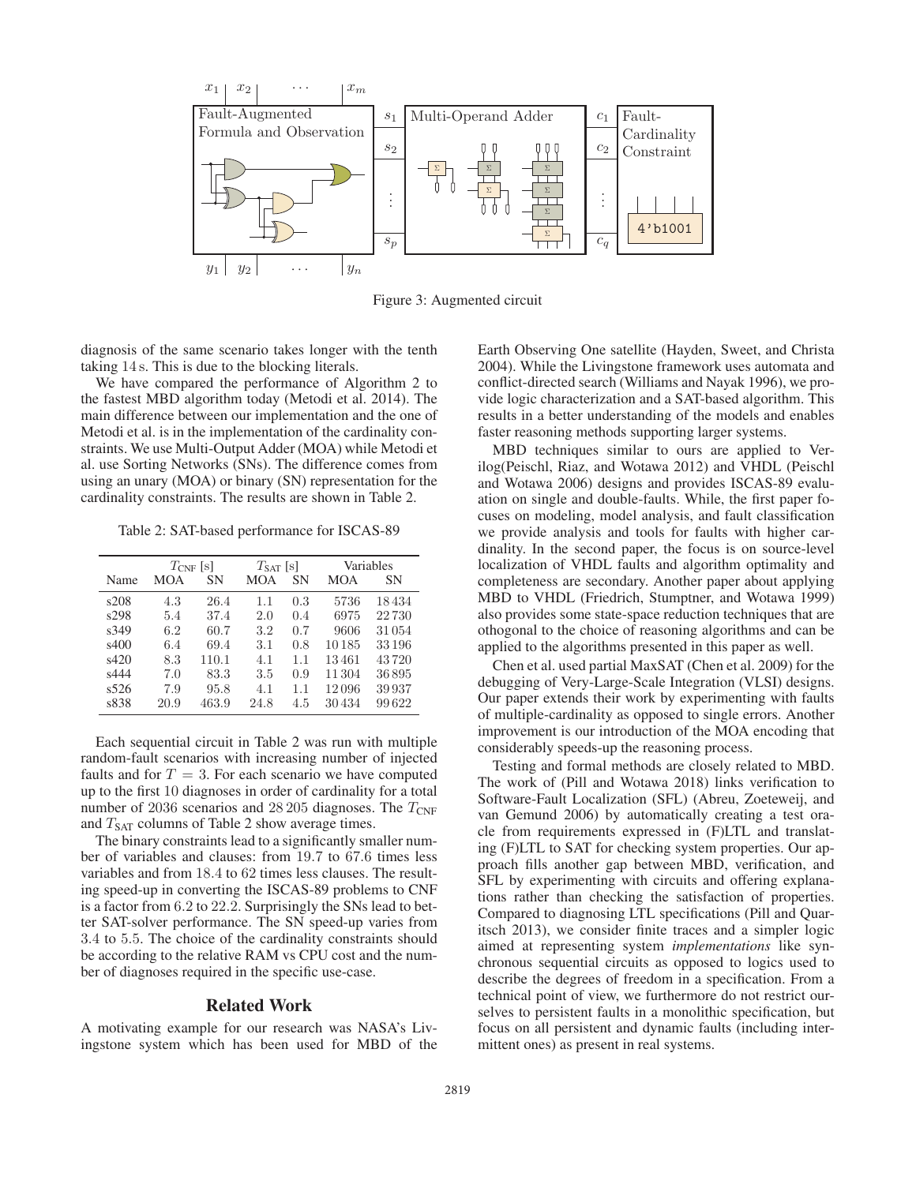Figure 3: Augmented circuit

diagnosis of the same scenario takes longer with the tenth taking 14 s. This is due to the blocking literals.

We have compared the performance of Algorithm 2 to the fastest MBD algorithm today (Metodi et al. 2014). The main difference between our implementation and the one of Metodi et al. is in the implementation of the cardinality constraints. We use Multi-Output Adder (MOA) while Metodi et al. use Sorting Networks (SNs). The difference comes from using an unary (MOA) or binary (SN) representation for the cardinality constraints. The results are shown in Table 2.

Table 2: SAT-based performance for ISCAS-89

| | $T_{\text{CNF}}$ [s] | | $T_{\text{SAT}}$ [s] | | Variables | |
|---|---|---|---|---|---|---|
| Name | MOA | SN | MOA | SN | MOA | SN |
| s208 | 4.3 | 26.4 | 1.1 | 0.3 | 5736 | 18 434 |
| s298 | 5.4 | 37.4 | 2.0 | 0.4 | 6975 | 22 730 |
| s349 | 6.2 | 60.7 | 3.2 | 0.7 | 9606 | 31 054 |
| s400 | 6.4 | 69.4 | 3.1 | 0.8 | 10 185 | 33 196 |
| s420 | 8.3 | 110.1 | 4.1 | 1.1 | 13 461 | 43 720 |
| s444 | 7.0 | 83.3 | 3.5 | 0.9 | 11 304 | 36 895 |
| s526 | 7.9 | 95.8 | 4.1 | 1.1 | 12 096 | 39 937 |
| s838 | 20.9 | 463.9 | 24.8 | 4.5 | 30 434 | 99 622 |

Each sequential circuit in Table 2 was run with multiple random-fault scenarios with increasing number of injected faults and for $T = 3$. For each scenario we have computed up to the first 10 diagnoses in order of cardinality for a total number of 2036 scenarios and 28 205 diagnoses. The $T_{\text{CNF}}$ and $T_{\text{SAT}}$ columns of Table 2 show average times.

The binary constraints lead to a significantly smaller number of variables and clauses: from 19.7 to 67.6 times less variables and from 18.4 to 62 times less clauses. The resulting speed-up in converting the ISCAS-89 problems to CNF is a factor from 6.2 to 22.2. Surprisingly the SNs lead to better SAT-solver performance. The SN speed-up varies from 3.4 to 5.5. The choice of the cardinality constraints should be according to the relative RAM vs CPU cost and the number of diagnoses required in the specific use-case.

## Related Work

A motivating example for our research was NASA's Livingstone system which has been used for MBD of the Earth Observing One satellite (Hayden, Sweet, and Christa 2004). While the Livingstone framework uses automata and conflict-directed search (Williams and Nayak 1996), we provide logic characterization and a SAT-based algorithm. This results in a better understanding of the models and enables faster reasoning methods supporting larger systems.

MBD techniques similar to ours are applied to Verilog(Peischl, Riaz, and Wotawa 2012) and VHDL (Peischl and Wotawa 2006) designs and provides ISCAS-89 evaluation on single and double-faults. While, the first paper focuses on modeling, model analysis, and fault classification we provide analysis and tools for faults with higher cardinality. In the second paper, the focus is on source-level localization of VHDL faults and algorithm optimality and completeness are secondary. Another paper about applying MBD to VHDL (Friedrich, Stumptner, and Wotawa 1999) also provides some state-space reduction techniques that are othogonal to the choice of reasoning algorithms and can be applied to the algorithms presented in this paper as well.

Chen et al. used partial MaxSAT (Chen et al. 2009) for the debugging of Very-Large-Scale Integration (VLSI) designs. Our paper extends their work by experimenting with faults of multiple-cardinality as opposed to single errors. Another improvement is our introduction of the MOA encoding that considerably speeds-up the reasoning process.

Testing and formal methods are closely related to MBD. The work of (Pill and Wotawa 2018) links verification to Software-Fault Localization (SFL) (Abreu, Zoeteweij, and van Gemund 2006) by automatically creating a test oracle from requirements expressed in (F)LTL and translating (F)LTL to SAT for checking system properties. Our approach fills another gap between MBD, verification, and SFL by experimenting with circuits and offering explanations rather than checking the satisfaction of properties. Compared to diagnosing LTL specifications (Pill and Quaritsch 2013), we consider finite traces and a simpler logic aimed at representing system *implementations* like synchronous sequential circuits as opposed to logics used to describe the degrees of freedom in a specification. From a technical point of view, we furthermore do not restrict ourselves to persistent faults in a monolithic specification, but focus on all persistent and dynamic faults (including intermittent ones) as present in real systems.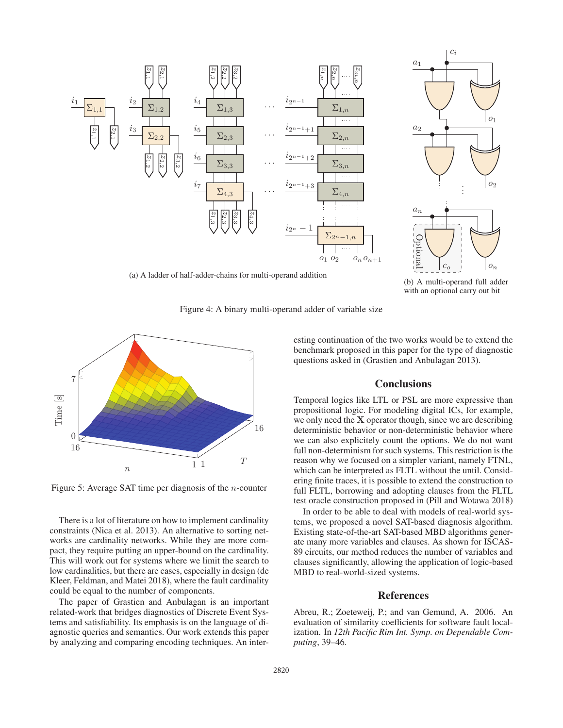(a) A ladder of half-adder-chains for multi-operand addition

(b) A multi-operand full adder with an optional carry out bit

Figure 4: A binary multi-operand adder of variable size

Figure 5: Average SAT time per diagnosis of the $n$-counter

There is a lot of literature on how to implement cardinality constraints (Nica et al. 2013). An alternative to sorting networks are cardinality networks. While they are more compact, they require putting an upper-bound on the cardinality. This will work out for systems where we limit the search to low cardinalities, but there are cases, especially in design (de Kleer, Feldman, and Matei 2018), where the fault cardinality could be equal to the number of components.

The paper of Grastien and Anbulagan is an important related-work that bridges diagnostics of Discrete Event Systems and satisfiability. Its emphasis is on the language of diagnostic queries and semantics. Our work extends this paper by analyzing and comparing encoding techniques. An interesting continuation of the two works would be to extend the benchmark proposed in this paper for the type of diagnostic questions asked in (Grastien and Anbulagan 2013).

## Conclusions

Temporal logics like LTL or PSL are more expressive than propositional logic. For modeling digital ICs, for example, we only need the **X** operator though, since we are describing deterministic behavior or non-deterministic behavior where we can also explicitely count the options. We do not want full non-determinism for such systems. This restriction is the reason why we focused on a simpler variant, namely FTNL, which can be interpreted as FLTL without the until. Considering finite traces, it is possible to extend the construction to full FLTL, borrowing and adopting clauses from the FLTL test oracle construction proposed in (Pill and Wotawa 2018)

In order to be able to deal with models of real-world systems, we proposed a novel SAT-based diagnosis algorithm. Existing state-of-the-art SAT-based MBD algorithms generate many more variables and clauses. As shown for ISCAS-89 circuits, our method reduces the number of variables and clauses significantly, allowing the application of logic-based MBD to real-world-sized systems.

## References

Abreu, R.; Zoeteweij, P.; and van Gemund, A. 2006. An evaluation of similarity coefficients for software fault localization. In *12th Pacific Rim Int. Symp. on Dependable Computing*, 39–46.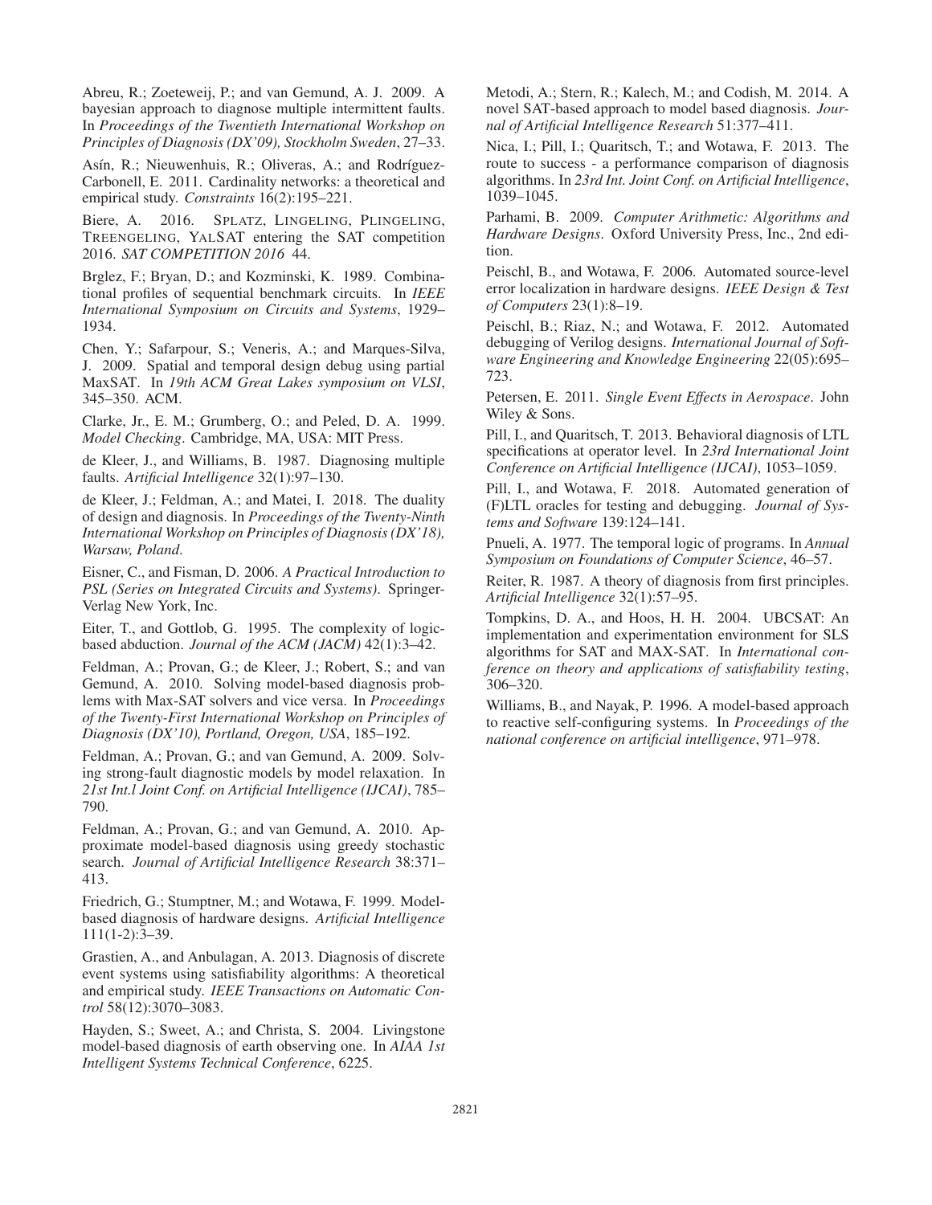Abreu, R.; Zoeteweij, P.; and van Gemund, A. J. 2009. A bayesian approach to diagnose multiple intermittent faults. In *Proceedings of the Twentieth International Workshop on Principles of Diagnosis (DX'09), Stockholm Sweden*, 27–33.

Asín, R.; Nieuwenhuis, R.; Oliveras, A.; and Rodríguez-Carbonell, E. 2011. Cardinality networks: a theoretical and empirical study. *Constraints* 16(2):195–221.

Biere, A. 2016. SPLATZ, LINGELING, PLINGELING, TREENGELING, YALSAT entering the SAT competition 2016. *SAT COMPETITION 2016* 44.

Brglez, F.; Bryan, D.; and Kozminski, K. 1989. Combinational profiles of sequential benchmark circuits. In *IEEE International Symposium on Circuits and Systems*, 1929–1934.

Chen, Y.; Safarpour, S.; Veneris, A.; and Marques-Silva, J. 2009. Spatial and temporal design debug using partial MaxSAT. In *19th ACM Great Lakes symposium on VLSI*, 345–350. ACM.

Clarke, Jr., E. M.; Grumberg, O.; and Peled, D. A. 1999. *Model Checking*. Cambridge, MA, USA: MIT Press.

de Kleer, J., and Williams, B. 1987. Diagnosing multiple faults. *Artificial Intelligence* 32(1):97–130.

de Kleer, J.; Feldman, A.; and Matei, I. 2018. The duality of design and diagnosis. In *Proceedings of the Twenty-Ninth International Workshop on Principles of Diagnosis (DX'18), Warsaw, Poland*.

Eisner, C., and Fisman, D. 2006. *A Practical Introduction to PSL (Series on Integrated Circuits and Systems)*. Springer-Verlag New York, Inc.

Eiter, T., and Gottlob, G. 1995. The complexity of logic-based abduction. *Journal of the ACM (JACM)* 42(1):3–42.

Feldman, A.; Provan, G.; de Kleer, J.; Robert, S.; and van Gemund, A. 2010. Solving model-based diagnosis problems with Max-SAT solvers and vice versa. In *Proceedings of the Twenty-First International Workshop on Principles of Diagnosis (DX'10), Portland, Oregon, USA*, 185–192.

Feldman, A.; Provan, G.; and van Gemund, A. 2009. Solving strong-fault diagnostic models by model relaxation. In *21st Int.l Joint Conf. on Artificial Intelligence (IJCAI)*, 785–790.

Feldman, A.; Provan, G.; and van Gemund, A. 2010. Approximate model-based diagnosis using greedy stochastic search. *Journal of Artificial Intelligence Research* 38:371–413.

Friedrich, G.; Stumptner, M.; and Wotawa, F. 1999. Model-based diagnosis of hardware designs. *Artificial Intelligence* 111(1-2):3–39.

Grastien, A., and Anbulagan, A. 2013. Diagnosis of discrete event systems using satisfiability algorithms: A theoretical and empirical study. *IEEE Transactions on Automatic Control* 58(12):3070–3083.

Hayden, S.; Sweet, A.; and Christa, S. 2004. Livingstone model-based diagnosis of earth observing one. In *AIAA 1st Intelligent Systems Technical Conference*, 6225.

Metodi, A.; Stern, R.; Kalech, M.; and Codish, M. 2014. A novel SAT-based approach to model based diagnosis. *Journal of Artificial Intelligence Research* 51:377–411.

Nica, I.; Pill, I.; Quaritsch, T.; and Wotawa, F. 2013. The route to success - a performance comparison of diagnosis algorithms. In *23rd Int. Joint Conf. on Artificial Intelligence*, 1039–1045.

Parhami, B. 2009. *Computer Arithmetic: Algorithms and Hardware Designs*. Oxford University Press, Inc., 2nd edition.

Peischl, B., and Wotawa, F. 2006. Automated source-level error localization in hardware designs. *IEEE Design & Test of Computers* 23(1):8–19.

Peischl, B.; Riaz, N.; and Wotawa, F. 2012. Automated debugging of Verilog designs. *International Journal of Software Engineering and Knowledge Engineering* 22(05):695–723.

Petersen, E. 2011. *Single Event Effects in Aerospace*. John Wiley & Sons.

Pill, I., and Quaritsch, T. 2013. Behavioral diagnosis of LTL specifications at operator level. In *23rd International Joint Conference on Artificial Intelligence (IJCAI)*, 1053–1059.

Pill, I., and Wotawa, F. 2018. Automated generation of (F)LTL oracles for testing and debugging. *Journal of Systems and Software* 139:124–141.

Pnueli, A. 1977. The temporal logic of programs. In *Annual Symposium on Foundations of Computer Science*, 46–57.

Reiter, R. 1987. A theory of diagnosis from first principles. *Artificial Intelligence* 32(1):57–95.

Tompkins, D. A., and Hoos, H. H. 2004. UBCSAT: An implementation and experimentation environment for SLS algorithms for SAT and MAX-SAT. In *International conference on theory and applications of satisfiability testing*, 306–320.

Williams, B., and Nayak, P. 1996. A model-based approach to reactive self-configuring systems. In *Proceedings of the national conference on artificial intelligence*, 971–978.